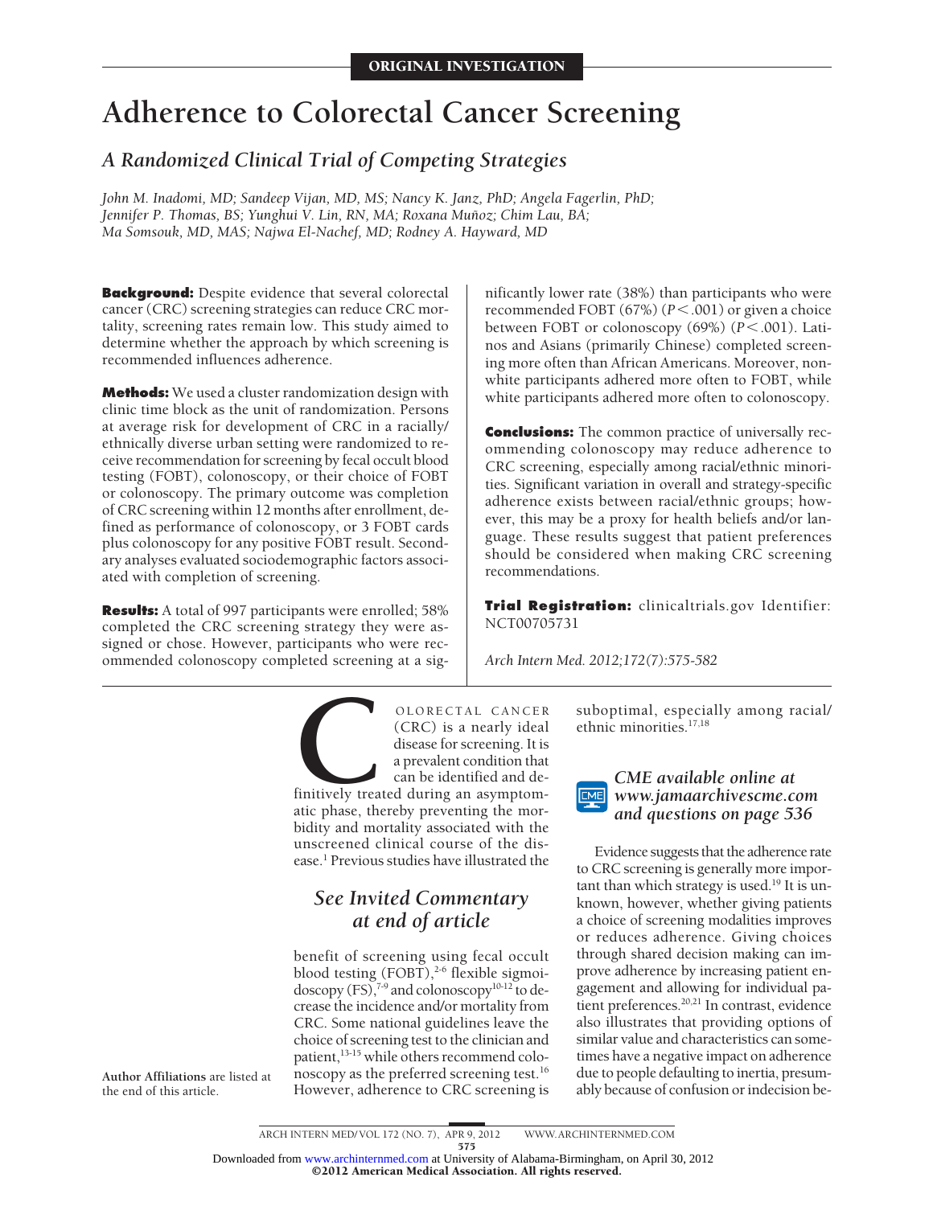ORIGINAL INVESTIGATION

# Adherence to Colorectal Cancer Screening

## *A Randomized Clinical Trial of Competing Strategies*

*John M. Inadomi, MD; Sandeep Vijan, MD, MS; Nancy K. Janz, PhD; Angela Fagerlin, PhD; Jennifer P. Thomas, BS; Yunghui V. Lin, RN, MA; Roxana Muñoz; Chim Lau, BA; Ma Somsouk, MD, MAS; Najwa El-Nachef, MD; Rodney A. Hayward, MD*

**Background:** Despite evidence that several colorectal cancer (CRC) screening strategies can reduce CRC mortality, screening rates remain low. This study aimed to determine whether the approach by which screening is recommended influences adherence.

**Methods:** We used a cluster randomization design with clinic time block as the unit of randomization. Persons at average risk for development of CRC in a racially/ethnically diverse urban setting were randomized to receive recommendation for screening by fecal occult blood testing (FOBT), colonoscopy, or their choice of FOBT or colonoscopy. The primary outcome was completion of CRC screening within 12 months after enrollment, defined as performance of colonoscopy, or 3 FOBT cards plus colonoscopy for any positive FOBT result. Secondary analyses evaluated sociodemographic factors associated with completion of screening.

**Results:** A total of 997 participants were enrolled; 58% completed the CRC screening strategy they were assigned or chose. However, participants who were recommended colonoscopy completed screening at a significantly lower rate (38%) than participants who were recommended FOBT (67%) ($P < .001$) or given a choice between FOBT or colonoscopy (69%) ($P < .001$). Latinos and Asians (primarily Chinese) completed screening more often than African Americans. Moreover, nonwhite participants adhered more often to FOBT, while white participants adhered more often to colonoscopy.

**Conclusions:** The common practice of universally recommending colonoscopy may reduce adherence to CRC screening, especially among racial/ethnic minorities. Significant variation in overall and strategy-specific adherence exists between racial/ethnic groups; however, this may be a proxy for health beliefs and/or language. These results suggest that patient preferences should be considered when making CRC screening recommendations.

**Trial Registration:** clinicaltrials.gov Identifier: NCT00705731

*Arch Intern Med. 2012;172(7):575-582*

**Author Affiliations** are listed at the end of this article.

COLORECTAL CANCER (CRC) is a nearly ideal disease for screening. It is a prevalent condition that can be identified and definitively treated during an asymptomatic phase, thereby preventing the morbidity and mortality associated with the unscreened clinical course of the disease.[1] Previous studies have illustrated the

*See Invited Commentary at end of article*

benefit of screening using fecal occult blood testing (FOBT),[2-6] flexible sigmoidoscopy (FS),[7-9] and colonoscopy[10-12] to decrease the incidence and/or mortality from CRC. Some national guidelines leave the choice of screening test to the clinician and patient,[13-15] while others recommend colonoscopy as the preferred screening test.[16] However, adherence to CRC screening is suboptimal, especially among racial/ethnic minorities.[17,18]

*CME available online at www.jamaarchivescme.com and questions on page 536*

Evidence suggests that the adherence rate to CRC screening is generally more important than which strategy is used.[19] It is unknown, however, whether giving patients a choice of screening modalities improves or reduces adherence. Giving choices through shared decision making can improve adherence by increasing patient engagement and allowing for individual patient preferences.[20,21] In contrast, evidence also illustrates that providing options of similar value and characteristics can sometimes have a negative impact on adherence due to people defaulting to inertia, presumably because of confusion or indecision be-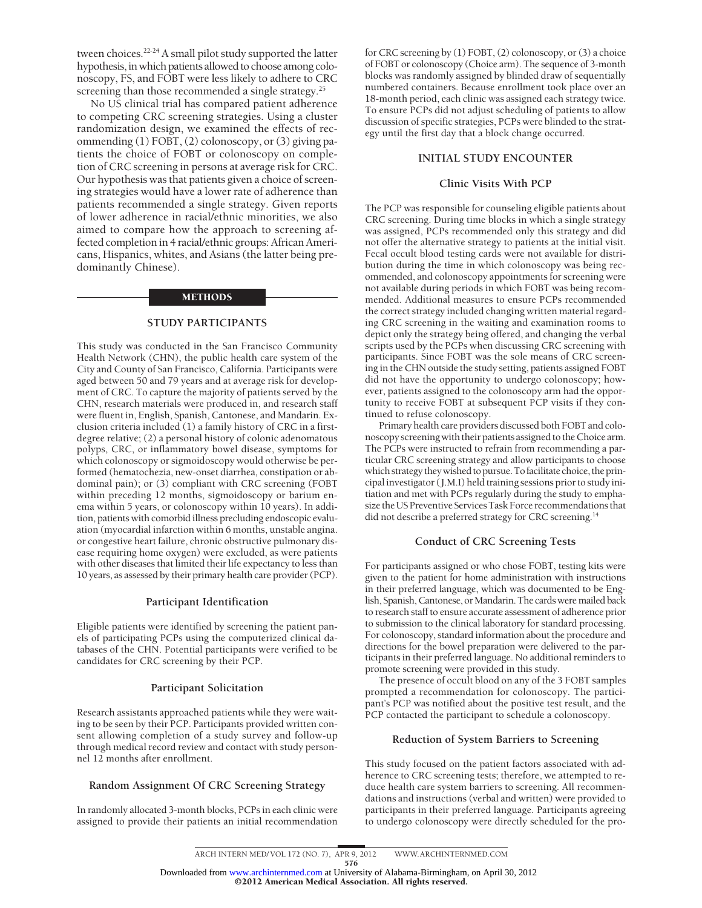tween choices.[22-24] A small pilot study supported the latter hypothesis, in which patients allowed to choose among colonoscopy, FS, and FOBT were less likely to adhere to CRC screening than those recommended a single strategy.[25]

No US clinical trial has compared patient adherence to competing CRC screening strategies. Using a cluster randomization design, we examined the effects of recommending (1) FOBT, (2) colonoscopy, or (3) giving patients the choice of FOBT or colonoscopy on completion of CRC screening in persons at average risk for CRC. Our hypothesis was that patients given a choice of screening strategies would have a lower rate of adherence than patients recommended a single strategy. Given reports of lower adherence in racial/ethnic minorities, we also aimed to compare how the approach to screening affected completion in 4 racial/ethnic groups: African Americans, Hispanics, whites, and Asians (the latter being predominantly Chinese).

## METHODS

### STUDY PARTICIPANTS

This study was conducted in the San Francisco Community Health Network (CHN), the public health care system of the City and County of San Francisco, California. Participants were aged between 50 and 79 years and at average risk for development of CRC. To capture the majority of patients served by the CHN, research materials were produced in, and research staff were fluent in, English, Spanish, Cantonese, and Mandarin. Exclusion criteria included (1) a family history of CRC in a first-degree relative; (2) a personal history of colonic adenomatous polyps, CRC, or inflammatory bowel disease, symptoms for which colonoscopy or sigmoidoscopy would otherwise be performed (hematochezia, new-onset diarrhea, constipation or abdominal pain); or (3) compliant with CRC screening (FOBT within preceding 12 months, sigmoidoscopy or barium enema within 5 years, or colonoscopy within 10 years). In addition, patients with comorbid illness precluding endoscopic evaluation (myocardial infarction within 6 months, unstable angina. or congestive heart failure, chronic obstructive pulmonary disease requiring home oxygen) were excluded, as were patients with other diseases that limited their life expectancy to less than 10 years, as assessed by their primary health care provider (PCP).

#### Participant Identification

Eligible patients were identified by screening the patient panels of participating PCPs using the computerized clinical databases of the CHN. Potential participants were verified to be candidates for CRC screening by their PCP.

#### Participant Solicitation

Research assistants approached patients while they were waiting to be seen by their PCP. Participants provided written consent allowing completion of a study survey and follow-up through medical record review and contact with study personnel 12 months after enrollment.

#### Random Assignment Of CRC Screening Strategy

In randomly allocated 3-month blocks, PCPs in each clinic were assigned to provide their patients an initial recommendation for CRC screening by (1) FOBT, (2) colonoscopy, or (3) a choice of FOBT or colonoscopy (Choice arm). The sequence of 3-month blocks was randomly assigned by blinded draw of sequentially numbered containers. Because enrollment took place over an 18-month period, each clinic was assigned each strategy twice. To ensure PCPs did not adjust scheduling of patients to allow discussion of specific strategies, PCPs were blinded to the strategy until the first day that a block change occurred.

### INITIAL STUDY ENCOUNTER

#### Clinic Visits With PCP

The PCP was responsible for counseling eligible patients about CRC screening. During time blocks in which a single strategy was assigned, PCPs recommended only this strategy and did not offer the alternative strategy to patients at the initial visit. Fecal occult blood testing cards were not available for distribution during the time in which colonoscopy was being recommended, and colonoscopy appointments for screening were not available during periods in which FOBT was being recommended. Additional measures to ensure PCPs recommended the correct strategy included changing written material regarding CRC screening in the waiting and examination rooms to depict only the strategy being offered, and changing the verbal scripts used by the PCPs when discussing CRC screening with participants. Since FOBT was the sole means of CRC screening in the CHN outside the study setting, patients assigned FOBT did not have the opportunity to undergo colonoscopy; however, patients assigned to the colonoscopy arm had the opportunity to receive FOBT at subsequent PCP visits if they continued to refuse colonoscopy.

Primary health care providers discussed both FOBT and colonoscopy screening with their patients assigned to the Choice arm. The PCPs were instructed to refrain from recommending a particular CRC screening strategy and allow participants to choose which strategy they wished to pursue. To facilitate choice, the principal investigator (J.M.I) held training sessions prior to study initiation and met with PCPs regularly during the study to emphasize the US Preventive Services Task Force recommendations that did not describe a preferred strategy for CRC screening.[14]

#### Conduct of CRC Screening Tests

For participants assigned or who chose FOBT, testing kits were given to the patient for home administration with instructions in their preferred language, which was documented to be English, Spanish, Cantonese, or Mandarin. The cards were mailed back to research staff to ensure accurate assessment of adherence prior to submission to the clinical laboratory for standard processing. For colonoscopy, standard information about the procedure and directions for the bowel preparation were delivered to the participants in their preferred language. No additional reminders to promote screening were provided in this study.

The presence of occult blood on any of the 3 FOBT samples prompted a recommendation for colonoscopy. The participant's PCP was notified about the positive test result, and the PCP contacted the participant to schedule a colonoscopy.

#### Reduction of System Barriers to Screening

This study focused on the patient factors associated with adherence to CRC screening tests; therefore, we attempted to reduce health care system barriers to screening. All recommendations and instructions (verbal and written) were provided to participants in their preferred language. Participants agreeing to undergo colonoscopy were directly scheduled for the pro-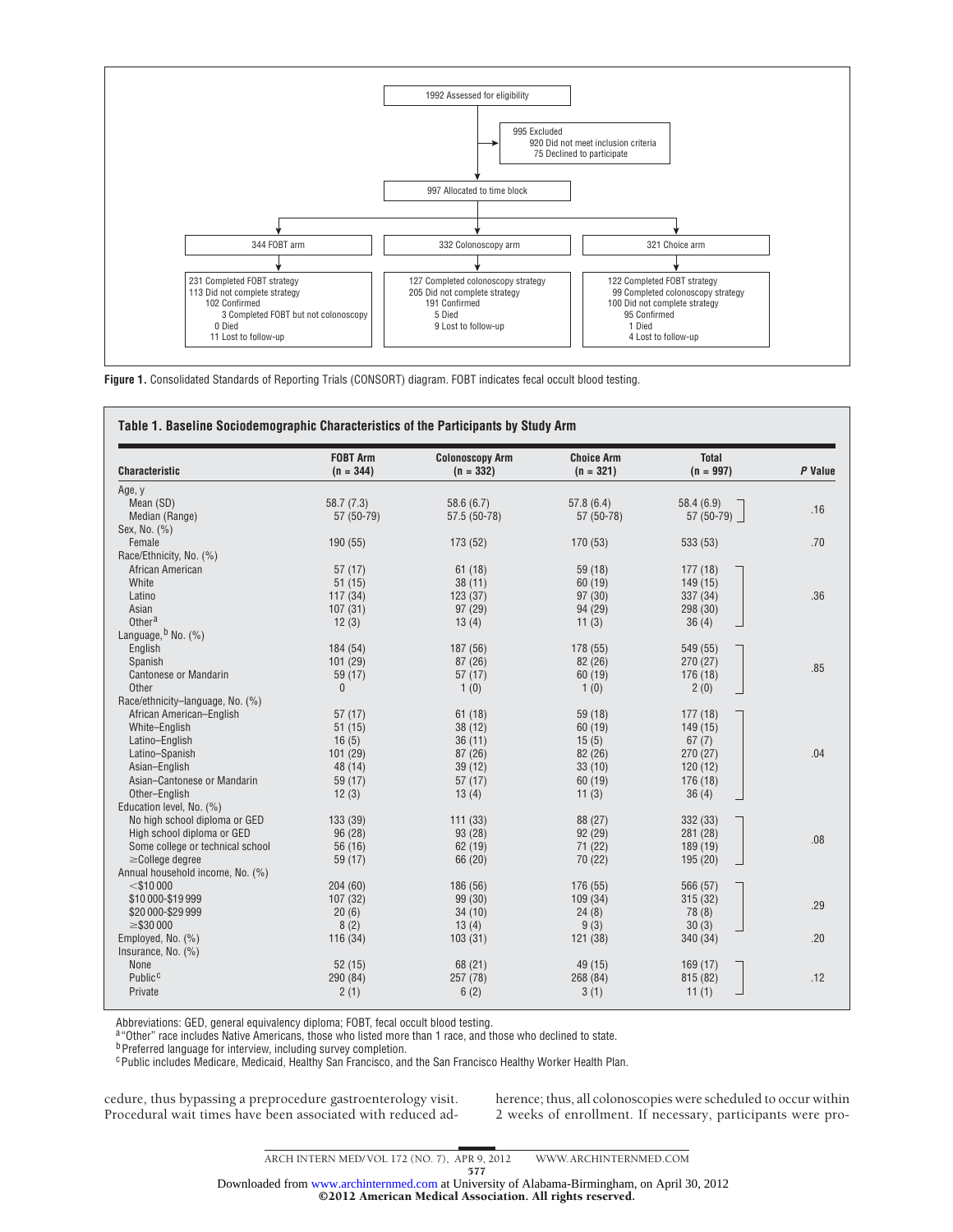1992 Assessed for eligibility

995 Excluded
920 Did not meet inclusion criteria
75 Declined to participate

997 Allocated to time block

| 344 FOBT arm | 332 Colonoscopy arm | 321 Choice arm |
| --- | --- | --- |
| 231 Completed FOBT strategy<br>113 Did not complete strategy<br>102 Confirmed<br>3 Completed FOBT but not colonoscopy<br>0 Died<br>11 Lost to follow-up | 127 Completed colonoscopy strategy<br>205 Did not complete strategy<br>191 Confirmed<br>5 Died<br>9 Lost to follow-up | 122 Completed FOBT strategy<br>99 Completed colonoscopy strategy<br>100 Did not complete strategy<br>95 Confirmed<br>1 Died<br>4 Lost to follow-up |

**Figure 1.** Consolidated Standards of Reporting Trials (CONSORT) diagram. FOBT indicates fecal occult blood testing.

**Table 1. Baseline Sociodemographic Characteristics of the Participants by Study Arm**

| Characteristic | FOBT Arm (n = 344) | Colonoscopy Arm (n = 332) | Choice Arm (n = 321) | Total (n = 997) | P Value |
| --- | --- | --- | --- | --- | --- |
| Age, y | | | | | |
| Mean (SD) | 58.7 (7.3) | 58.6 (6.7) | 57.8 (6.4) | 58.4 (6.9) | .16 |
| Median (Range) | 57 (50-79) | 57.5 (50-78) | 57 (50-78) | 57 (50-79) | |
| Sex, No. (%) | | | | | |
| Female | 190 (55) | 173 (52) | 170 (53) | 533 (53) | .70 |
| Race/Ethnicity, No. (%) | | | | | |
| African American | 57 (17) | 61 (18) | 59 (18) | 177 (18) | .36 |
| White | 51 (15) | 38 (11) | 60 (19) | 149 (15) | |
| Latino | 117 (34) | 123 (37) | 97 (30) | 337 (34) | |
| Asian | 107 (31) | 97 (29) | 94 (29) | 298 (30) | |
| Other[a] | 12 (3) | 13 (4) | 11 (3) | 36 (4) | |
| Language,[b] No. (%) | | | | | |
| English | 184 (54) | 187 (56) | 178 (55) | 549 (55) | .85 |
| Spanish | 101 (29) | 87 (26) | 82 (26) | 270 (27) | |
| Cantonese or Mandarin | 59 (17) | 57 (17) | 60 (19) | 176 (18) | |
| Other | 0 | 1 (0) | 1 (0) | 2 (0) | |
| Race/ethnicity–language, No. (%) | | | | | |
| African American–English | 57 (17) | 61 (18) | 59 (18) | 177 (18) | .04 |
| White–English | 51 (15) | 38 (12) | 60 (19) | 149 (15) | |
| Latino–English | 16 (5) | 36 (11) | 15 (5) | 67 (7) | |
| Latino–Spanish | 101 (29) | 87 (26) | 82 (26) | 270 (27) | |
| Asian–English | 48 (14) | 39 (12) | 33 (10) | 120 (12) | |
| Asian–Cantonese or Mandarin | 59 (17) | 57 (17) | 60 (19) | 176 (18) | |
| Other–English | 12 (3) | 13 (4) | 11 (3) | 36 (4) | |
| Education level, No. (%) | | | | | |
| No high school diploma or GED | 133 (39) | 111 (33) | 88 (27) | 332 (33) | .08 |
| High school diploma or GED | 96 (28) | 93 (28) | 92 (29) | 281 (28) | |
| Some college or technical school | 56 (16) | 62 (19) | 71 (22) | 189 (19) | |
| ≥College degree | 59 (17) | 66 (20) | 70 (22) | 195 (20) | |
| Annual household income, No. (%) | | | | | |
| <$10 000 | 204 (60) | 186 (56) | 176 (55) | 566 (57) | .29 |
| $10 000-$19 999 | 107 (32) | 99 (30) | 109 (34) | 315 (32) | |
| $20 000-$29 999 | 20 (6) | 34 (10) | 24 (8) | 78 (8) | |
| ≥$30 000 | 8 (2) | 13 (4) | 9 (3) | 30 (3) | |
| Employed, No. (%) | 116 (34) | 103 (31) | 121 (38) | 340 (34) | .20 |
| Insurance, No. (%) | | | | | |
| None | 52 (15) | 68 (21) | 49 (15) | 169 (17) | .12 |
| Public[c] | 290 (84) | 257 (78) | 268 (84) | 815 (82) | |
| Private | 2 (1) | 6 (2) | 3 (1) | 11 (1) | |

Abbreviations: GED, general equivalency diploma; FOBT, fecal occult blood testing.
[a] "Other" race includes Native Americans, those who listed more than 1 race, and those who declined to state.
[b] Preferred language for interview, including survey completion.
[c] Public includes Medicare, Medicaid, Healthy San Francisco, and the San Francisco Healthy Worker Health Plan.

cedure, thus bypassing a preprocedure gastroenterology visit. Procedural wait times have been associated with reduced adherence; thus, all colonoscopies were scheduled to occur within 2 weeks of enrollment. If necessary, participants were pro-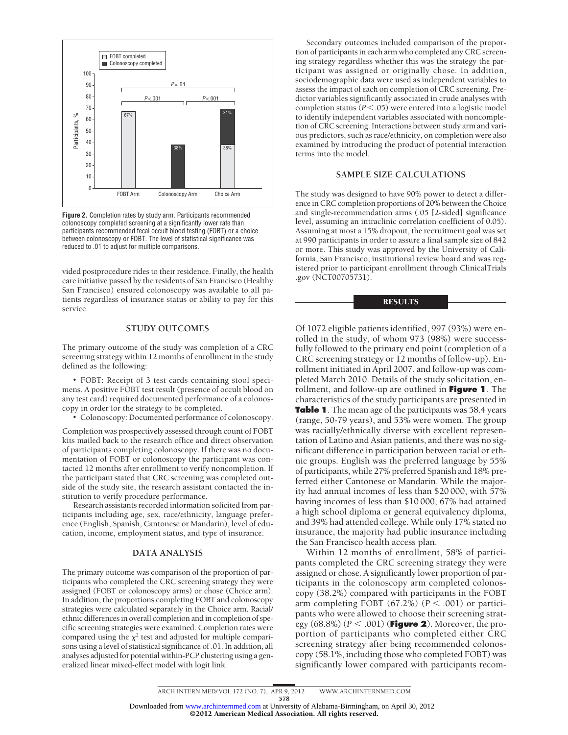Figure 2. Completion rates by study arm. Participants recommended colonoscopy completed screening at a significantly lower rate than participants recommended fecal occult blood testing (FOBT) or a choice between colonoscopy or FOBT. The level of statistical significance was reduced to .01 to adjust for multiple comparisons.

vided postprocedure rides to their residence. Finally, the health care initiative passed by the residents of San Francisco (Healthy San Francisco) ensured colonoscopy was available to all patients regardless of insurance status or ability to pay for this service.

## STUDY OUTCOMES

The primary outcome of the study was completion of a CRC screening strategy within 12 months of enrollment in the study defined as the following:

- FOBT: Receipt of 3 test cards containing stool specimens. A positive FOBT test result (presence of occult blood on any test card) required documented performance of a colonoscopy in order for the strategy to be completed.
- Colonoscopy: Documented performance of colonoscopy.

Completion was prospectively assessed through count of FOBT kits mailed back to the research office and direct observation of participants completing colonoscopy. If there was no documentation of FOBT or colonoscopy the participant was contacted 12 months after enrollment to verify noncompletion. If the participant stated that CRC screening was completed outside of the study site, the research assistant contacted the institution to verify procedure performance.

Research assistants recorded information solicited from participants including age, sex, race/ethnicity, language preference (English, Spanish, Cantonese or Mandarin), level of education, income, employment status, and type of insurance.

## DATA ANALYSIS

The primary outcome was comparison of the proportion of participants who completed the CRC screening strategy they were assigned (FOBT or colonoscopy arms) or chose (Choice arm). In addition, the proportions completing FOBT and colonoscopy strategies were calculated separately in the Choice arm. Racial/ethnic differences in overall completion and in completion of specific screening strategies were examined. Completion rates were compared using the $\chi^2$ test and adjusted for multiple comparisons using a level of statistical significance of .01. In addition, all analyses adjusted for potential within-PCP clustering using a generalized linear mixed-effect model with logit link.

Secondary outcomes included comparison of the proportion of participants in each arm who completed any CRC screening strategy regardless whether this was the strategy the participant was assigned or originally chose. In addition, sociodemographic data were used as independent variables to assess the impact of each on completion of CRC screening. Predictor variables significantly associated in crude analyses with completion status ($P < .05$) were entered into a logistic model to identify independent variables associated with noncompletion of CRC screening. Interactions between study arm and various predictors, such as race/ethnicity, on completion were also examined by introducing the product of potential interaction terms into the model.

## SAMPLE SIZE CALCULATIONS

The study was designed to have 90% power to detect a difference in CRC completion proportions of 20% between the Choice and single-recommendation arms (.05 [2-sided] significance level, assuming an intraclinic correlation coefficient of 0.05). Assuming at most a 15% dropout, the recruitment goal was set at 990 participants in order to assure a final sample size of 842 or more. This study was approved by the University of California, San Francisco, institutional review board and was registered prior to participant enrollment through ClinicalTrials.gov (NCT00705731).

# RESULTS

Of 1072 eligible patients identified, 997 (93%) were enrolled in the study, of whom 973 (98%) were successfully followed to the primary end point (completion of a CRC screening strategy or 12 months of follow-up). Enrollment initiated in April 2007, and follow-up was completed March 2010. Details of the study solicitation, enrollment, and follow-up are outlined in **Figure 1**. The characteristics of the study participants are presented in **Table 1**. The mean age of the participants was 58.4 years (range, 50-79 years), and 53% were women. The group was racially/ethnically diverse with excellent representation of Latino and Asian patients, and there was no significant difference in participation between racial or ethnic groups. English was the preferred language by 55% of participants, while 27% preferred Spanish and 18% preferred either Cantonese or Mandarin. While the majority had annual incomes of less than \$20 000, with 57% having incomes of less than \$10 000, 67% had attained a high school diploma or general equivalency diploma, and 39% had attended college. While only 17% stated no insurance, the majority had public insurance including the San Francisco health access plan.

Within 12 months of enrollment, 58% of participants completed the CRC screening strategy they were assigned or chose. A significantly lower proportion of participants in the colonoscopy arm completed colonoscopy (38.2%) compared with participants in the FOBT arm completing FOBT (67.2%) ($P < .001$) or participants who were allowed to choose their screening strategy (68.8%) ($P < .001$) (**Figure 2**). Moreover, the proportion of participants who completed either CRC screening strategy after being recommended colonoscopy (58.1%, including those who completed FOBT) was significantly lower compared with participants recom-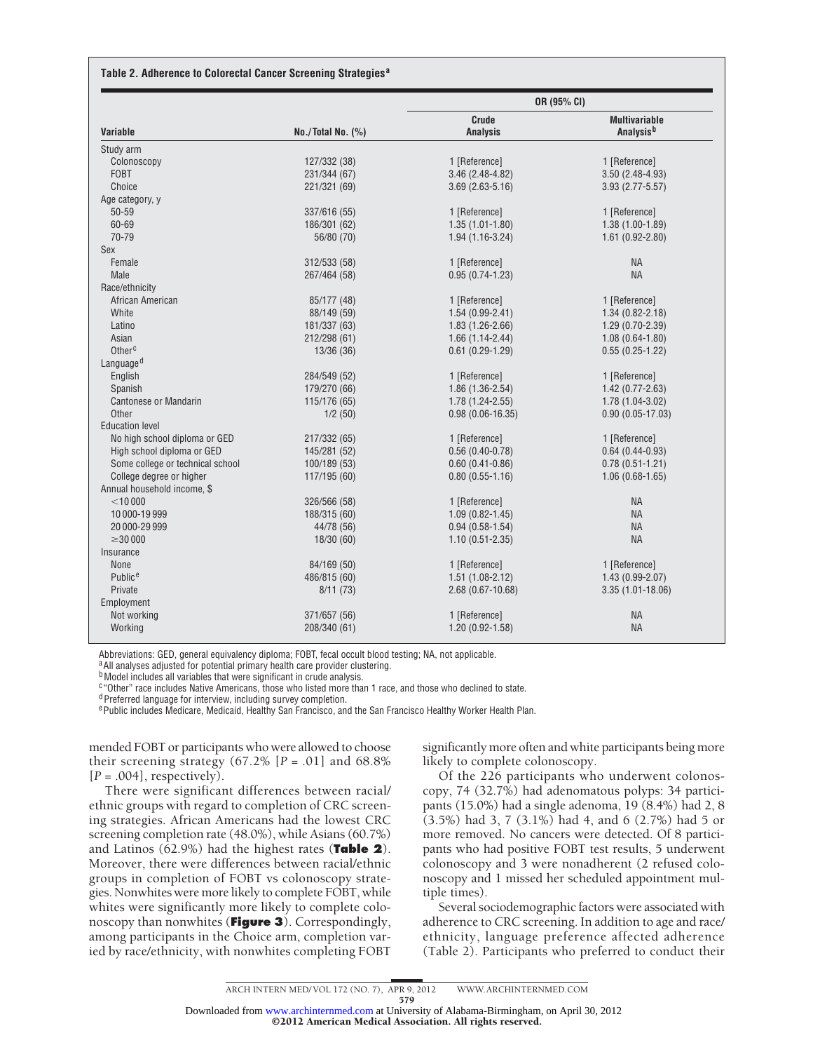**Table 2. Adherence to Colorectal Cancer Screening Strategies[a]**

| Variable | No./Total No. (%) | OR (95% CI) | |
|---|---|---|---|
| | | Crude Analysis | Multivariable Analysis[b] |
| Study arm | | | |
| Colonoscopy | 127/332 (38) | 1 [Reference] | 1 [Reference] |
| FOBT | 231/344 (67) | 3.46 (2.48-4.82) | 3.50 (2.48-4.93) |
| Choice | 221/321 (69) | 3.69 (2.63-5.16) | 3.93 (2.77-5.57) |
| Age category, y | | | |
| 50-59 | 337/616 (55) | 1 [Reference] | 1 [Reference] |
| 60-69 | 186/301 (62) | 1.35 (1.01-1.80) | 1.38 (1.00-1.89) |
| 70-79 | 56/80 (70) | 1.94 (1.16-3.24) | 1.61 (0.92-2.80) |
| Sex | | | |
| Female | 312/533 (58) | 1 [Reference] | NA |
| Male | 267/464 (58) | 0.95 (0.74-1.23) | NA |
| Race/ethnicity | | | |
| African American | 85/177 (48) | 1 [Reference] | 1 [Reference] |
| White | 88/149 (59) | 1.54 (0.99-2.41) | 1.34 (0.82-2.18) |
| Latino | 181/337 (63) | 1.83 (1.26-2.66) | 1.29 (0.70-2.39) |
| Asian | 212/298 (61) | 1.66 (1.14-2.44) | 1.08 (0.64-1.80) |
| Other[c] | 13/36 (36) | 0.61 (0.29-1.29) | 0.55 (0.25-1.22) |
| Language[d] | | | |
| English | 284/549 (52) | 1 [Reference] | 1 [Reference] |
| Spanish | 179/270 (66) | 1.86 (1.36-2.54) | 1.42 (0.77-2.63) |
| Cantonese or Mandarin | 115/176 (65) | 1.78 (1.24-2.55) | 1.78 (1.04-3.02) |
| Other | 1/2 (50) | 0.98 (0.06-16.35) | 0.90 (0.05-17.03) |
| Education level | | | |
| No high school diploma or GED | 217/332 (65) | 1 [Reference] | 1 [Reference] |
| High school diploma or GED | 145/281 (52) | 0.56 (0.40-0.78) | 0.64 (0.44-0.93) |
| Some college or technical school | 100/189 (53) | 0.60 (0.41-0.86) | 0.78 (0.51-1.21) |
| College degree or higher | 117/195 (60) | 0.80 (0.55-1.16) | 1.06 (0.68-1.65) |
| Annual household income, $ | | | |
| <10 000 | 326/566 (58) | 1 [Reference] | NA |
| 10 000-19 999 | 188/315 (60) | 1.09 (0.82-1.45) | NA |
| 20 000-29 999 | 44/78 (56) | 0.94 (0.58-1.54) | NA |
| ≥30 000 | 18/30 (60) | 1.10 (0.51-2.35) | NA |
| Insurance | | | |
| None | 84/169 (50) | 1 [Reference] | 1 [Reference] |
| Public[e] | 486/815 (60) | 1.51 (1.08-2.12) | 1.43 (0.99-2.07) |
| Private | 8/11 (73) | 2.68 (0.67-10.68) | 3.35 (1.01-18.06) |
| Employment | | | |
| Not working | 371/657 (56) | 1 [Reference] | NA |
| Working | 208/340 (61) | 1.20 (0.92-1.58) | NA |

Abbreviations: GED, general equivalency diploma; FOBT, fecal occult blood testing; NA, not applicable.

[a] All analyses adjusted for potential primary health care provider clustering.

[b] Model includes all variables that were significant in crude analysis.

[c] "Other" race includes Native Americans, those who listed more than 1 race, and those who declined to state.

[d] Preferred language for interview, including survey completion.

[e] Public includes Medicare, Medicaid, Healthy San Francisco, and the San Francisco Healthy Worker Health Plan.

mended FOBT or participants who were allowed to choose their screening strategy (67.2% [$P = .01$] and 68.8% [$P = .004$], respectively).

There were significant differences between racial/ethnic groups with regard to completion of CRC screening strategies. African Americans had the lowest CRC screening completion rate (48.0%), while Asians (60.7%) and Latinos (62.9%) had the highest rates (**Table 2**). Moreover, there were differences between racial/ethnic groups in completion of FOBT vs colonoscopy strategies. Nonwhites were more likely to complete FOBT, while whites were significantly more likely to complete colonoscopy than nonwhites (**Figure 3**). Correspondingly, among participants in the Choice arm, completion varied by race/ethnicity, with nonwhites completing FOBT significantly more often and white participants being more likely to complete colonoscopy.

Of the 226 participants who underwent colonoscopy, 74 (32.7%) had adenomatous polyps: 34 participants (15.0%) had a single adenoma, 19 (8.4%) had 2, 8 (3.5%) had 3, 7 (3.1%) had 4, and 6 (2.7%) had 5 or more removed. No cancers were detected. Of 8 participants who had positive FOBT test results, 5 underwent colonoscopy and 3 were nonadherent (2 refused colonoscopy and 1 missed her scheduled appointment multiple times).

Several sociodemographic factors were associated with adherence to CRC screening. In addition to age and race/ethnicity, language preference affected adherence (Table 2). Participants who preferred to conduct their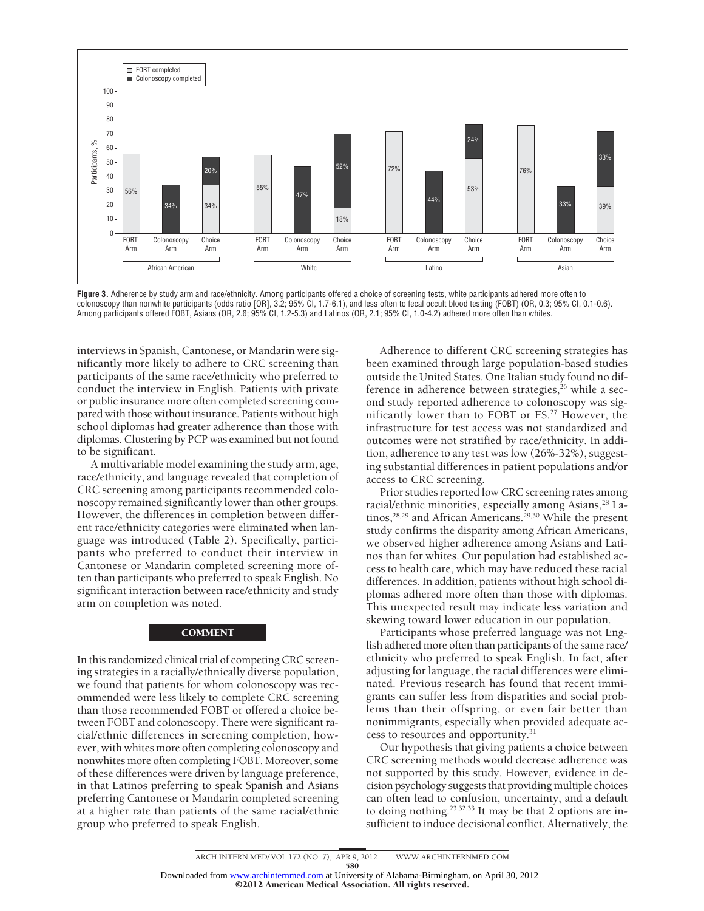FOBT completed
Colonoscopy completed

Participants, %

100
90
80
70
60
50
40
30
20
10
0

56%
34%
20%
34%
55%
47%
52%
18%
72%
44%
24%
53%
76%
33%
33%
39%

FOBT Arm
Colonoscopy Arm
Choice Arm

African American
White
Latino
Asian

**Figure 3.** Adherence by study arm and race/ethnicity. Among participants offered a choice of screening tests, white participants adhered more often to colonoscopy than nonwhite participants (odds ratio [OR], 3.2; 95% CI, 1.7-6.1), and less often to fecal occult blood testing (FOBT) (OR, 0.3; 95% CI, 0.1-0.6). Among participants offered FOBT, Asians (OR, 2.6; 95% CI, 1.2-5.3) and Latinos (OR, 2.1; 95% CI, 1.0-4.2) adhered more often than whites.

interviews in Spanish, Cantonese, or Mandarin were significantly more likely to adhere to CRC screening than participants of the same race/ethnicity who preferred to conduct the interview in English. Patients with private or public insurance more often completed screening compared with those without insurance. Patients without high school diplomas had greater adherence than those with diplomas. Clustering by PCP was examined but not found to be significant.

A multivariable model examining the study arm, age, race/ethnicity, and language revealed that completion of CRC screening among participants recommended colonoscopy remained significantly lower than other groups. However, the differences in completion between different race/ethnicity categories were eliminated when language was introduced (Table 2). Specifically, participants who preferred to conduct their interview in Cantonese or Mandarin completed screening more often than participants who preferred to speak English. No significant interaction between race/ethnicity and study arm on completion was noted.

## COMMENT

In this randomized clinical trial of competing CRC screening strategies in a racially/ethnically diverse population, we found that patients for whom colonoscopy was recommended were less likely to complete CRC screening than those recommended FOBT or offered a choice between FOBT and colonoscopy. There were significant racial/ethnic differences in screening completion, however, with whites more often completing colonoscopy and nonwhites more often completing FOBT. Moreover, some of these differences were driven by language preference, in that Latinos preferring to speak Spanish and Asians preferring Cantonese or Mandarin completed screening at a higher rate than patients of the same racial/ethnic group who preferred to speak English.

Adherence to different CRC screening strategies has been examined through large population-based studies outside the United States. One Italian study found no difference in adherence between strategies,[26] while a second study reported adherence to colonoscopy was significantly lower than to FOBT or FS.[27] However, the infrastructure for test access was not standardized and outcomes were not stratified by race/ethnicity. In addition, adherence to any test was low (26%-32%), suggesting substantial differences in patient populations and/or access to CRC screening.

Prior studies reported low CRC screening rates among racial/ethnic minorities, especially among Asians,[28] Latinos,[28,29] and African Americans.[29,30] While the present study confirms the disparity among African Americans, we observed higher adherence among Asians and Latinos than for whites. Our population had established access to health care, which may have reduced these racial differences. In addition, patients without high school diplomas adhered more often than those with diplomas. This unexpected result may indicate less variation and skewing toward lower education in our population.

Participants whose preferred language was not English adhered more often than participants of the same race/ethnicity who preferred to speak English. In fact, after adjusting for language, the racial differences were eliminated. Previous research has found that recent immigrants can suffer less from disparities and social problems than their offspring, or even fair better than nonimmigrants, especially when provided adequate access to resources and opportunity.[31]

Our hypothesis that giving patients a choice between CRC screening methods would decrease adherence was not supported by this study. However, evidence in decision psychology suggests that providing multiple choices can often lead to confusion, uncertainty, and a default to doing nothing.[23,32,33] It may be that 2 options are insufficient to induce decisional conflict. Alternatively, the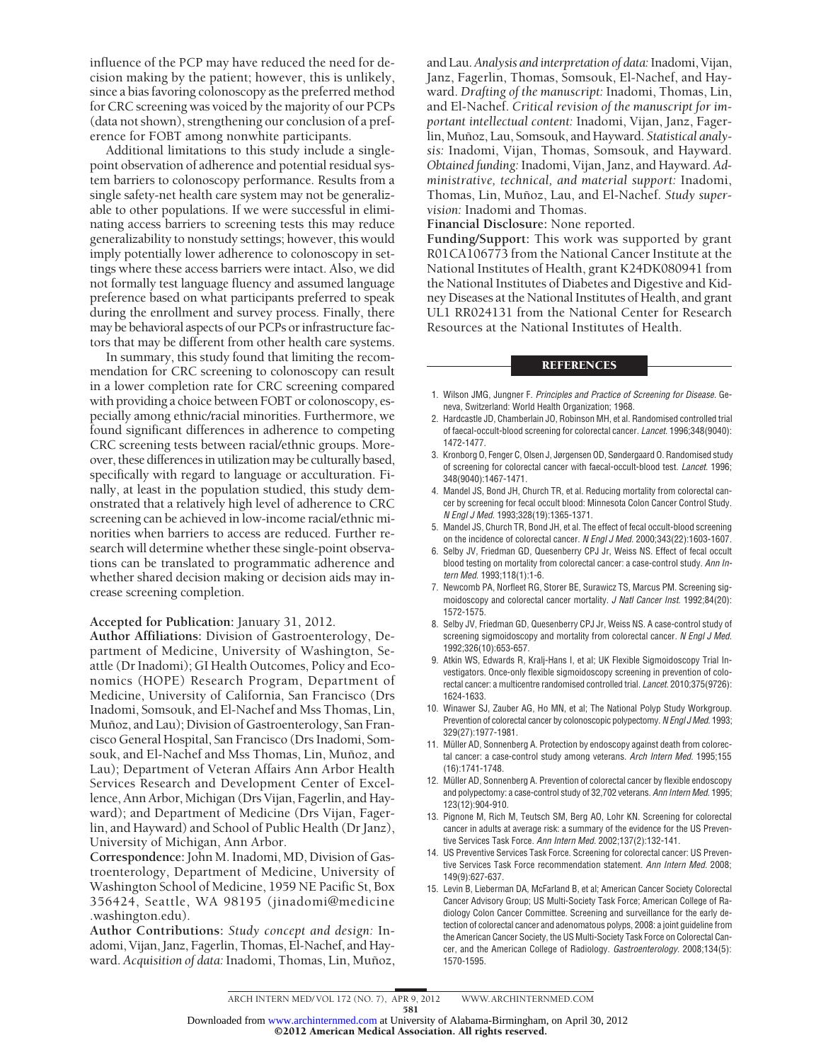influence of the PCP may have reduced the need for decision making by the patient; however, this is unlikely, since a bias favoring colonoscopy as the preferred method for CRC screening was voiced by the majority of our PCPs (data not shown), strengthening our conclusion of a preference for FOBT among nonwhite participants.

Additional limitations to this study include a single-point observation of adherence and potential residual system barriers to colonoscopy performance. Results from a single safety-net health care system may not be generalizable to other populations. If we were successful in eliminating access barriers to screening tests this may reduce generalizability to nonstudy settings; however, this would imply potentially lower adherence to colonoscopy in settings where these access barriers were intact. Also, we did not formally test language fluency and assumed language preference based on what participants preferred to speak during the enrollment and survey process. Finally, there may be behavioral aspects of our PCPs or infrastructure factors that may be different from other health care systems.

In summary, this study found that limiting the recommendation for CRC screening to colonoscopy can result in a lower completion rate for CRC screening compared with providing a choice between FOBT or colonoscopy, especially among ethnic/racial minorities. Furthermore, we found significant differences in adherence to competing CRC screening tests between racial/ethnic groups. Moreover, these differences in utilization may be culturally based, specifically with regard to language or acculturation. Finally, at least in the population studied, this study demonstrated that a relatively high level of adherence to CRC screening can be achieved in low-income racial/ethnic minorities when barriers to access are reduced. Further research will determine whether these single-point observations can be translated to programmatic adherence and whether shared decision making or decision aids may increase screening completion.

**Accepted for Publication:** January 31, 2012.

**Author Affiliations:** Division of Gastroenterology, Department of Medicine, University of Washington, Seattle (Dr Inadomi); GI Health Outcomes, Policy and Economics (HOPE) Research Program, Department of Medicine, University of California, San Francisco (Drs Inadomi, Somsouk, and El-Nachef and Mss Thomas, Lin, Muñoz, and Lau); Division of Gastroenterology, San Francisco General Hospital, San Francisco (Drs Inadomi, Somsouk, and El-Nachef and Mss Thomas, Lin, Muñoz, and Lau); Department of Veteran Affairs Ann Arbor Health Services Research and Development Center of Excellence, Ann Arbor, Michigan (Drs Vijan, Fagerlin, and Hayward); and Department of Medicine (Drs Vijan, Fagerlin, and Hayward) and School of Public Health (Dr Janz), University of Michigan, Ann Arbor.

**Correspondence:** John M. Inadomi, MD, Division of Gastroenterology, Department of Medicine, University of Washington School of Medicine, 1959 NE Pacific St, Box 356424, Seattle, WA 98195 (jinadomi@medicine.washington.edu).

**Author Contributions:** *Study concept and design:* Inadomi, Vijan, Janz, Fagerlin, Thomas, El-Nachef, and Hayward. *Acquisition of data:* Inadomi, Thomas, Lin, Muñoz, and Lau. *Analysis and interpretation of data:* Inadomi, Vijan, Janz, Fagerlin, Thomas, Somsouk, El-Nachef, and Hayward. *Drafting of the manuscript:* Inadomi, Thomas, Lin, and El-Nachef. *Critical revision of the manuscript for important intellectual content:* Inadomi, Vijan, Janz, Fagerlin, Muñoz, Lau, Somsouk, and Hayward. *Statistical analysis:* Inadomi, Vijan, Thomas, Somsouk, and Hayward. *Obtained funding:* Inadomi, Vijan, Janz, and Hayward. *Administrative, technical, and material support:* Inadomi, Thomas, Lin, Muñoz, Lau, and El-Nachef. *Study supervision:* Inadomi and Thomas.

**Financial Disclosure:** None reported.

**Funding/Support:** This work was supported by grant R01CA106773 from the National Cancer Institute at the National Institutes of Health, grant K24DK080941 from the National Institutes of Diabetes and Digestive and Kidney Diseases at the National Institutes of Health, and grant UL1 RR024131 from the National Center for Research Resources at the National Institutes of Health.

## REFERENCES

1. Wilson JMG, Jungner F. *Principles and Practice of Screening for Disease.* Geneva, Switzerland: World Health Organization; 1968.
2. Hardcastle JD, Chamberlain JO, Robinson MH, et al. Randomised controlled trial of faecal-occult-blood screening for colorectal cancer. *Lancet.* 1996;348(9040):1472-1477.
3. Kronborg O, Fenger C, Olsen J, Jørgensen OD, Søndergaard O. Randomised study of screening for colorectal cancer with faecal-occult-blood test. *Lancet.* 1996;348(9040):1467-1471.
4. Mandel JS, Bond JH, Church TR, et al. Reducing mortality from colorectal cancer by screening for fecal occult blood: Minnesota Colon Cancer Control Study. *N Engl J Med.* 1993;328(19):1365-1371.
5. Mandel JS, Church TR, Bond JH, et al. The effect of fecal occult-blood screening on the incidence of colorectal cancer. *N Engl J Med.* 2000;343(22):1603-1607.
6. Selby JV, Friedman GD, Quesenberry CPJ Jr, Weiss NS. Effect of fecal occult blood testing on mortality from colorectal cancer: a case-control study. *Ann Intern Med.* 1993;118(1):1-6.
7. Newcomb PA, Norfleet RG, Storer BE, Surawicz TS, Marcus PM. Screening sigmoidoscopy and colorectal cancer mortality. *J Natl Cancer Inst.* 1992;84(20):1572-1575.
8. Selby JV, Friedman GD, Quesenberry CPJ Jr, Weiss NS. A case-control study of screening sigmoidoscopy and mortality from colorectal cancer. *N Engl J Med.* 1992;326(10):653-657.
9. Atkin WS, Edwards R, Kralj-Hans I, et al; UK Flexible Sigmoidoscopy Trial Investigators. Once-only flexible sigmoidoscopy screening in prevention of colorectal cancer: a multicentre randomised controlled trial. *Lancet.* 2010;375(9726):1624-1633.
10. Winawer SJ, Zauber AG, Ho MN, et al; The National Polyp Study Workgroup. Prevention of colorectal cancer by colonoscopic polypectomy. *N Engl J Med.* 1993;329(27):1977-1981.
11. Müller AD, Sonnenberg A. Protection by endoscopy against death from colorectal cancer: a case-control study among veterans. *Arch Intern Med.* 1995;155(16):1741-1748.
12. Müller AD, Sonnenberg A. Prevention of colorectal cancer by flexible endoscopy and polypectomy: a case-control study of 32,702 veterans. *Ann Intern Med.* 1995;123(12):904-910.
13. Pignone M, Rich M, Teutsch SM, Berg AO, Lohr KN. Screening for colorectal cancer in adults at average risk: a summary of the evidence for the US Preventive Services Task Force. *Ann Intern Med.* 2002;137(2):132-141.
14. US Preventive Services Task Force. Screening for colorectal cancer: US Preventive Services Task Force recommendation statement. *Ann Intern Med.* 2008;149(9):627-637.
15. Levin B, Lieberman DA, McFarland B, et al; American Cancer Society Colorectal Cancer Advisory Group; US Multi-Society Task Force; American College of Radiology Colon Cancer Committee. Screening and surveillance for the early detection of colorectal cancer and adenomatous polyps, 2008: a joint guideline from the American Cancer Society, the US Multi-Society Task Force on Colorectal Cancer, and the American College of Radiology. *Gastroenterology.* 2008;134(5):1570-1595.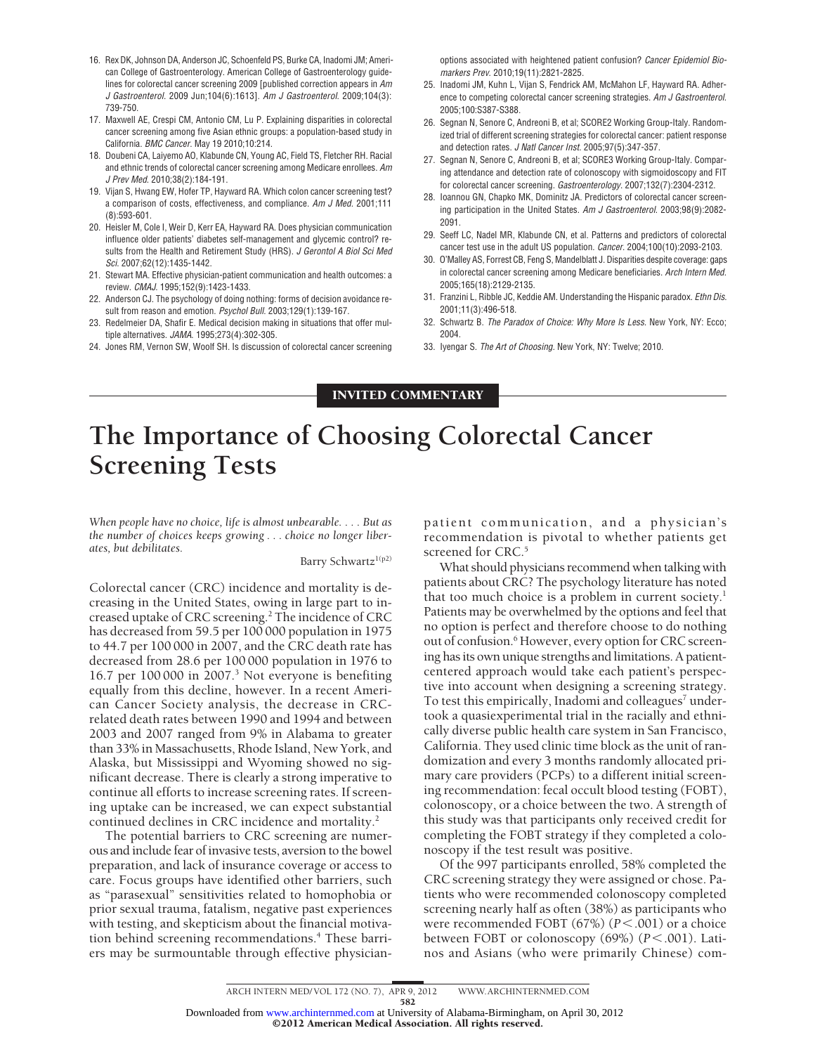16. Rex DK, Johnson DA, Anderson JC, Schoenfeld PS, Burke CA, Inadomi JM; American College of Gastroenterology. American College of Gastroenterology guidelines for colorectal cancer screening 2009 [published correction appears in *Am J Gastroenterol.* 2009 Jun;104(6):1613]. *Am J Gastroenterol.* 2009;104(3):739-750.
17. Maxwell AE, Crespi CM, Antonio CM, Lu P. Explaining disparities in colorectal cancer screening among five Asian ethnic groups: a population-based study in California. *BMC Cancer.* May 19 2010;10:214.
18. Doubeni CA, Laiyemo AO, Klabunde CN, Young AC, Field TS, Fletcher RH. Racial and ethnic trends of colorectal cancer screening among Medicare enrollees. *Am J Prev Med.* 2010;38(2):184-191.
19. Vijan S, Hwang EW, Hofer TP, Hayward RA. Which colon cancer screening test? a comparison of costs, effectiveness, and compliance. *Am J Med.* 2001;111(8):593-601.
20. Heisler M, Cole I, Weir D, Kerr EA, Hayward RA. Does physician communication influence older patients' diabetes self-management and glycemic control? results from the Health and Retirement Study (HRS). *J Gerontol A Biol Sci Med Sci.* 2007;62(12):1435-1442.
21. Stewart MA. Effective physician-patient communication and health outcomes: a review. *CMAJ.* 1995;152(9):1423-1433.
22. Anderson CJ. The psychology of doing nothing: forms of decision avoidance result from reason and emotion. *Psychol Bull.* 2003;129(1):139-167.
23. Redelmeier DA, Shafir E. Medical decision making in situations that offer multiple alternatives. *JAMA.* 1995;273(4):302-305.
24. Jones RM, Vernon SW, Woolf SH. Is discussion of colorectal cancer screening options associated with heightened patient confusion? *Cancer Epidemiol Biomarkers Prev.* 2010;19(11):2821-2825.
25. Inadomi JM, Kuhn L, Vijan S, Fendrick AM, McMahon LF, Hayward RA. Adherence to competing colorectal cancer screening strategies. *Am J Gastroenterol.* 2005;100:S387-S388.
26. Segnan N, Senore C, Andreoni B, et al; SCORE2 Working Group-Italy. Randomized trial of different screening strategies for colorectal cancer: patient response and detection rates. *J Natl Cancer Inst.* 2005;97(5):347-357.
27. Segnan N, Senore C, Andreoni B, et al; SCORE3 Working Group-Italy. Comparing attendance and detection rate of colonoscopy with sigmoidoscopy and FIT for colorectal cancer screening. *Gastroenterology.* 2007;132(7):2304-2312.
28. Ioannou GN, Chapko MK, Dominitz JA. Predictors of colorectal cancer screening participation in the United States. *Am J Gastroenterol.* 2003;98(9):2082-2091.
29. Seeff LC, Nadel MR, Klabunde CN, et al. Patterns and predictors of colorectal cancer test use in the adult US population. *Cancer.* 2004;100(10):2093-2103.
30. O'Malley AS, Forrest CB, Feng S, Mandelblatt J. Disparities despite coverage: gaps in colorectal cancer screening among Medicare beneficiaries. *Arch Intern Med.* 2005;165(18):2129-2135.
31. Franzini L, Ribble JC, Keddie AM. Understanding the Hispanic paradox. *Ethn Dis.* 2001;11(3):496-518.
32. Schwartz B. *The Paradox of Choice: Why More Is Less.* New York, NY: Ecco; 2004.
33. Iyengar S. *The Art of Choosing.* New York, NY: Twelve; 2010.

**INVITED COMMENTARY**

# The Importance of Choosing Colorectal Cancer Screening Tests

*When people have no choice, life is almost unbearable. . . . But as the number of choices keeps growing . . . choice no longer liberates, but debilitates.*

Barry Schwartz[1(p2)]

Colorectal cancer (CRC) incidence and mortality is decreasing in the United States, owing in large part to increased uptake of CRC screening.[2] The incidence of CRC has decreased from 59.5 per 100 000 population in 1975 to 44.7 per 100 000 in 2007, and the CRC death rate has decreased from 28.6 per 100 000 population in 1976 to 16.7 per 100 000 in 2007.[3] Not everyone is benefiting equally from this decline, however. In a recent American Cancer Society analysis, the decrease in CRC-related death rates between 1990 and 1994 and between 2003 and 2007 ranged from 9% in Alabama to greater than 33% in Massachusetts, Rhode Island, New York, and Alaska, but Mississippi and Wyoming showed no significant decrease. There is clearly a strong imperative to continue all efforts to increase screening rates. If screening uptake can be increased, we can expect substantial continued declines in CRC incidence and mortality.[2]

The potential barriers to CRC screening are numerous and include fear of invasive tests, aversion to the bowel preparation, and lack of insurance coverage or access to care. Focus groups have identified other barriers, such as "parasexual" sensitivities related to homophobia or prior sexual trauma, fatalism, negative past experiences with testing, and skepticism about the financial motivation behind screening recommendations.[4] These barriers may be surmountable through effective physician-patient communication, and a physician's recommendation is pivotal to whether patients get screened for CRC.[5]

What should physicians recommend when talking with patients about CRC? The psychology literature has noted that too much choice is a problem in current society.[1] Patients may be overwhelmed by the options and feel that no option is perfect and therefore choose to do nothing out of confusion.[6] However, every option for CRC screening has its own unique strengths and limitations. A patient-centered approach would take each patient's perspective into account when designing a screening strategy. To test this empirically, Inadomi and colleagues[7] undertook a quasiexperimental trial in the racially and ethnically diverse public health care system in San Francisco, California. They used clinic time block as the unit of randomization and every 3 months randomly allocated primary care providers (PCPs) to a different initial screening recommendation: fecal occult blood testing (FOBT), colonoscopy, or a choice between the two. A strength of this study was that participants only received credit for completing the FOBT strategy if they completed a colonoscopy if the test result was positive.

Of the 997 participants enrolled, 58% completed the CRC screening strategy they were assigned or chose. Patients who were recommended colonoscopy completed screening nearly half as often (38%) as participants who were recommended FOBT (67%) ($P < .001$) or a choice between FOBT or colonoscopy (69%) ($P < .001$). Latinos and Asians (who were primarily Chinese) com-